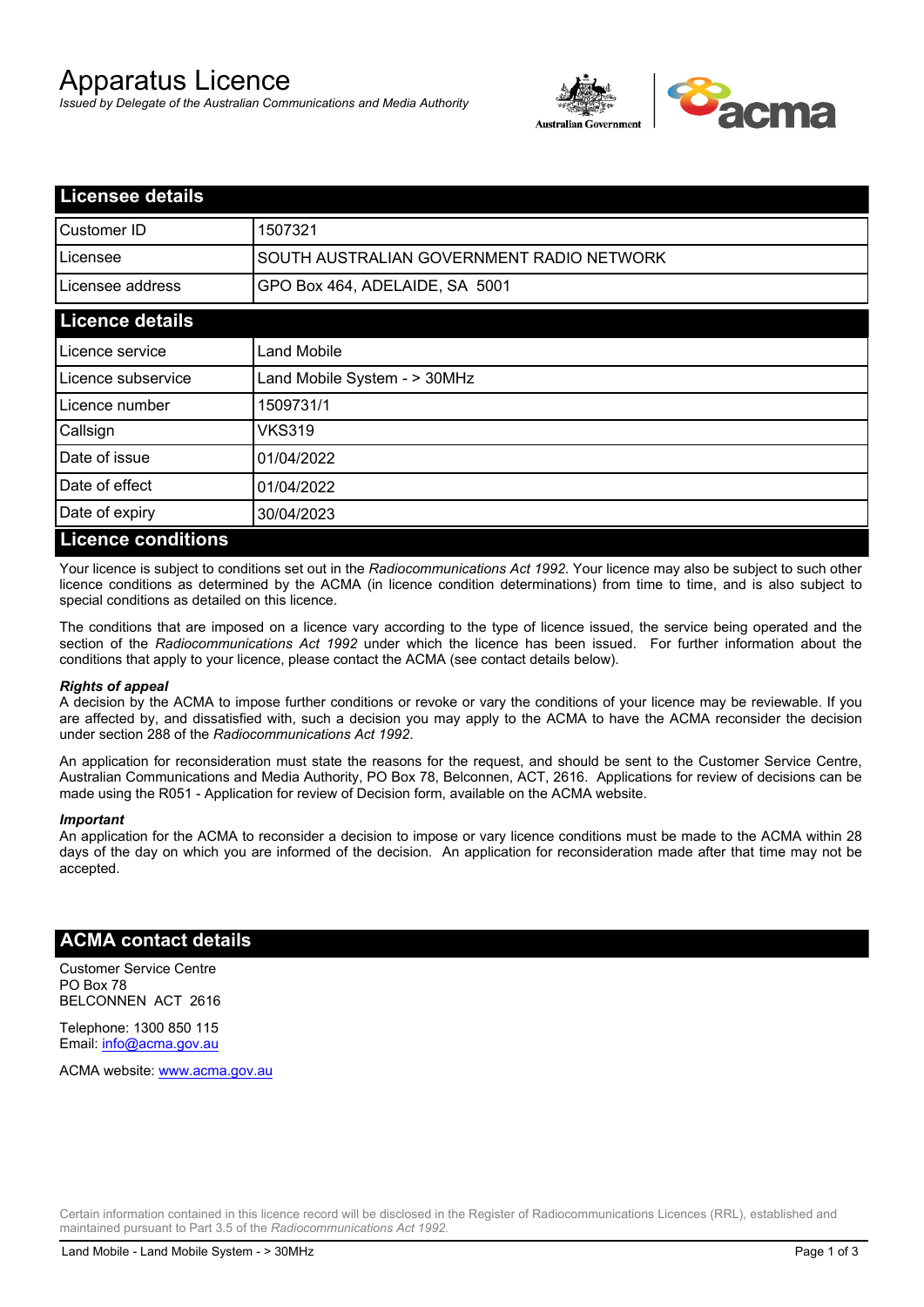# Apparatus Licence

*Issued by Delegate of the Australian Communications and Media Authority*

## Licensee details

| | |
|---|---|
| Customer ID | 1507321 |
| Licensee | SOUTH AUSTRALIAN GOVERNMENT RADIO NETWORK |
| Licensee address | GPO Box 464, ADELAIDE, SA 5001 |

## Licence details

| | |
|---|---|
| Licence service | Land Mobile |
| Licence subservice | Land Mobile System - > 30MHz |
| Licence number | 1509731/1 |
| Callsign | VKS319 |
| Date of issue | 01/04/2022 |
| Date of effect | 01/04/2022 |
| Date of expiry | 30/04/2023 |

## Licence conditions

Your licence is subject to conditions set out in the *Radiocommunications Act 1992*. Your licence may also be subject to such other licence conditions as determined by the ACMA (in licence condition determinations) from time to time, and is also subject to special conditions as detailed on this licence.

The conditions that are imposed on a licence vary according to the type of licence issued, the service being operated and the section of the *Radiocommunications Act 1992* under which the licence has been issued. For further information about the conditions that apply to your licence, please contact the ACMA (see contact details below).

***Rights of appeal***

A decision by the ACMA to impose further conditions or revoke or vary the conditions of your licence may be reviewable. If you are affected by, and dissatisfied with, such a decision you may apply to the ACMA to have the ACMA reconsider the decision under section 288 of the *Radiocommunications Act 1992*.

An application for reconsideration must state the reasons for the request, and should be sent to the Customer Service Centre, Australian Communications and Media Authority, PO Box 78, Belconnen, ACT, 2616. Applications for review of decisions can be made using the R051 - Application for review of Decision form, available on the ACMA website.

***Important***

An application for the ACMA to reconsider a decision to impose or vary licence conditions must be made to the ACMA within 28 days of the day on which you are informed of the decision. An application for reconsideration made after that time may not be accepted.

## ACMA contact details

Customer Service Centre
PO Box 78
BELCONNEN ACT 2616

Telephone: 1300 850 115
Email: info@acma.gov.au

ACMA website: www.acma.gov.au

Certain information contained in this licence record will be disclosed in the Register of Radiocommunications Licences (RRL), established and maintained pursuant to Part 3.5 of the *Radiocommunications Act 1992.*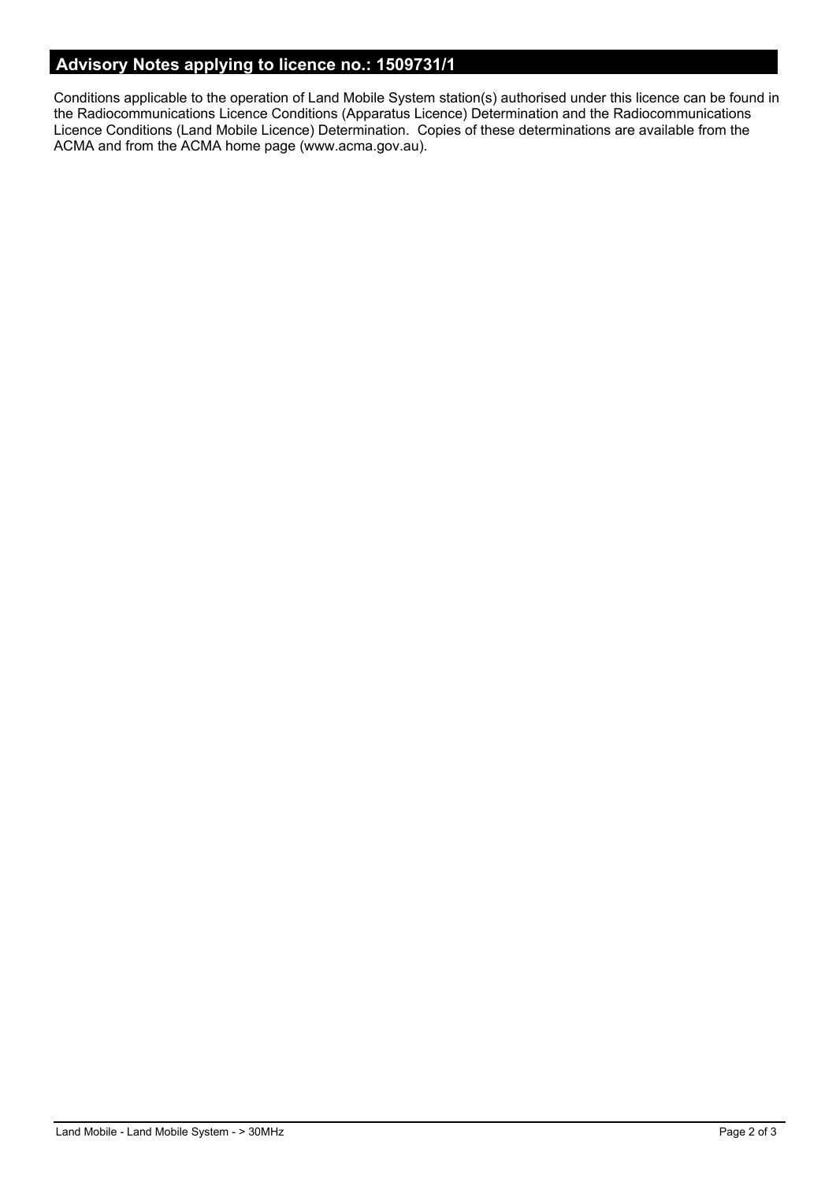## Advisory Notes applying to licence no.: 1509731/1

Conditions applicable to the operation of Land Mobile System station(s) authorised under this licence can be found in the Radiocommunications Licence Conditions (Apparatus Licence) Determination and the Radiocommunications Licence Conditions (Land Mobile Licence) Determination. Copies of these determinations are available from the ACMA and from the ACMA home page (www.acma.gov.au).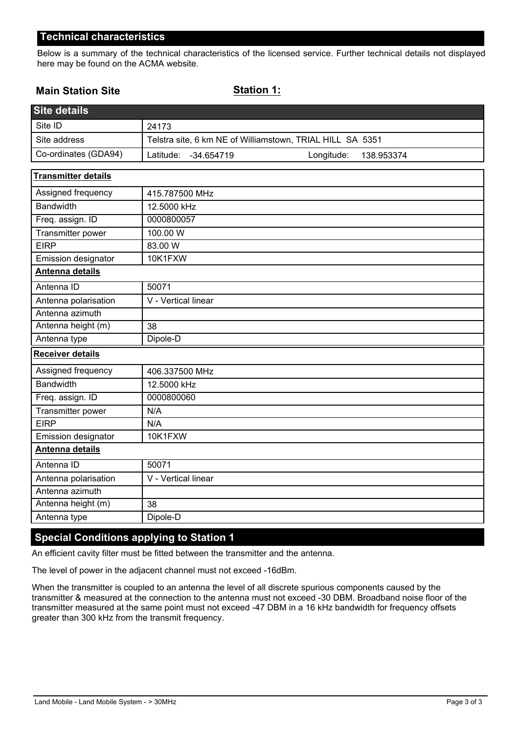## Technical characteristics

Below is a summary of the technical characteristics of the licensed service. Further technical details not displayed here may be found on the ACMA website.

**Main Station Site** **Station 1:**

| Site details | |
|---|---|
| Site ID | 24173 |
| Site address | Telstra site, 6 km NE of Williamstown, TRIAL HILL SA 5351 |
| Co-ordinates (GDA94) | Latitude: -34.654719 Longitude: 138.953374 |

| Transmitter details | |
|---|---|
| Assigned frequency | 415.787500 MHz |
| Bandwidth | 12.5000 kHz |
| Freq. assign. ID | 0000800057 |
| Transmitter power | 100.00 W |
| EIRP | 83.00 W |
| Emission designator | 10K1FXW |
| **Antenna details** | |
| Antenna ID | 50071 |
| Antenna polarisation | V - Vertical linear |
| Antenna azimuth | |
| Antenna height (m) | 38 |
| Antenna type | Dipole-D |
| **Receiver details** | |
| Assigned frequency | 406.337500 MHz |
| Bandwidth | 12.5000 kHz |
| Freq. assign. ID | 0000800060 |
| Transmitter power | N/A |
| EIRP | N/A |
| Emission designator | 10K1FXW |
| **Antenna details** | |
| Antenna ID | 50071 |
| Antenna polarisation | V - Vertical linear |
| Antenna azimuth | |
| Antenna height (m) | 38 |
| Antenna type | Dipole-D |

## Special Conditions applying to Station 1

An efficient cavity filter must be fitted between the transmitter and the antenna.

The level of power in the adjacent channel must not exceed -16dBm.

When the transmitter is coupled to an antenna the level of all discrete spurious components caused by the transmitter & measured at the connection to the antenna must not exceed -30 DBM. Broadband noise floor of the transmitter measured at the same point must not exceed -47 DBM in a 16 kHz bandwidth for frequency offsets greater than 300 kHz from the transmit frequency.